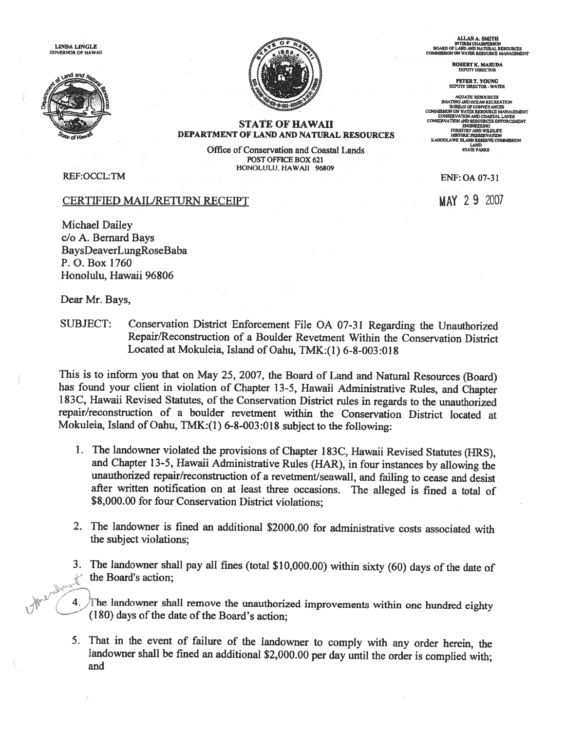LINDA LINGLE
GOVERNOR OF HAWAII

ALLAN A. SMITH
INTERIM CHAIRPERSON
BOARD OF LAND AND NATURAL RESOURCES
COMMISSION ON WATER RESOURCE MANAGEMENT

ROBERT K. MASUDA
DEPUTY DIRECTOR

PETER T. YOUNG
DEPUTY DIRECTOR - WATER

AQUATIC RESOURCES
BOATING AND OCEAN RECREATION
BUREAU OF CONVEYANCES
COMMISSION ON WATER RESOURCE MANAGEMENT
CONSERVATION AND COASTAL LANDS
CONSERVATION AND RESOURCES ENFORCEMENT
ENGINEERING
FORESTRY AND WILDLIFE
HISTORIC PRESERVATION
KAHOOLAWE ISLAND RESERVE COMMISSION
LAND
STATE PARKS

**STATE OF HAWAII**
**DEPARTMENT OF LAND AND NATURAL RESOURCES**

Office of Conservation and Coastal Lands
POST OFFICE BOX 621
HONOLULU, HAWAII 96809

REF:OCCL:TM

ENF: OA 07-31

CERTIFIED MAIL/RETURN RECEIPT

MAY 29 2007

Michael Dailey
c/o A. Bernard Bays
BaysDeaverLungRoseBaba
P. O. Box 1760
Honolulu, Hawaii 96806

Dear Mr. Bays,

SUBJECT: Conservation District Enforcement File OA 07-31 Regarding the Unauthorized Repair/Reconstruction of a Boulder Revetment Within the Conservation District Located at Mokuleia, Island of Oahu, TMK:(1) 6-8-003:018

This is to inform you that on May 25, 2007, the Board of Land and Natural Resources (Board) has found your client in violation of Chapter 13-5, Hawaii Administrative Rules, and Chapter 183C, Hawaii Revised Statutes, of the Conservation District rules in regards to the unauthorized repair/reconstruction of a boulder revetment within the Conservation District located at Mokuleia, Island of Oahu, TMK:(1) 6-8-003:018 subject to the following:

1. The landowner violated the provisions of Chapter 183C, Hawaii Revised Statutes (HRS), and Chapter 13-5, Hawaii Administrative Rules (HAR), in four instances by allowing the unauthorized repair/reconstruction of a revetment/seawall, and failing to cease and desist after written notification on at least three occasions. The alleged is fined a total of $8,000.00 for four Conservation District violations;

2. The landowner is fined an additional $2000.00 for administrative costs associated with the subject violations;

3. The landowner shall pay all fines (total $10,000.00) within sixty (60) days of the date of the Board's action;

4. The landowner shall remove the unauthorized improvements within one hundred eighty (180) days of the date of the Board's action; *(handwritten: Amendment)*

5. That in the event of failure of the landowner to comply with any order herein, the landowner shall be fined an additional $2,000.00 per day until the order is complied with; and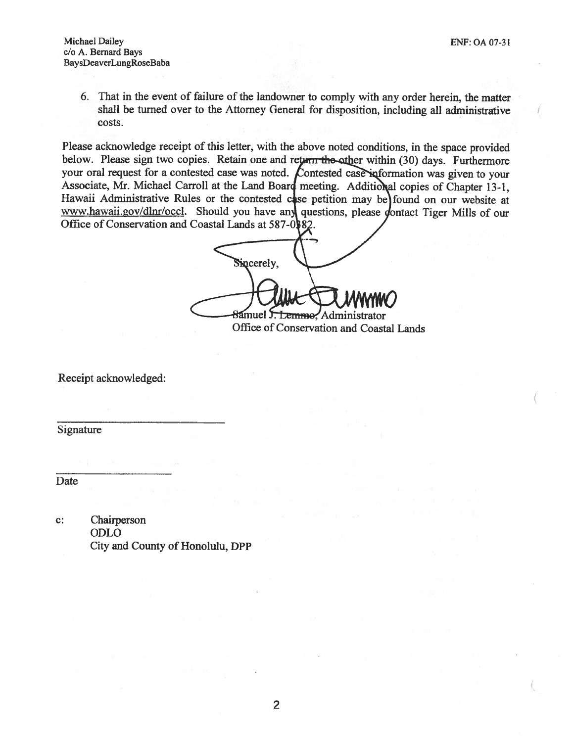Michael Dailey
c/o A. Bernard Bays
BaysDeaverLungRoseBaba

ENF: OA 07-31

6. That in the event of failure of the landowner to comply with any order herein, the matter shall be turned over to the Attorney General for disposition, including all administrative costs.

Please acknowledge receipt of this letter, with the above noted conditions, in the space provided below. Please sign two copies. Retain one and return the other within (30) days. Furthermore your oral request for a contested case was noted. Contested case information was given to your Associate, Mr. Michael Carroll at the Land Board meeting. Additional copies of Chapter 13-1, Hawaii Administrative Rules or the contested case petition may be found on our website at www.hawaii.gov/dlnr/occl. Should you have any questions, please contact Tiger Mills of our Office of Conservation and Coastal Lands at 587-0382.

Sincerely,

Samuel J. Lemmo, Administrator
Office of Conservation and Coastal Lands

Receipt acknowledged:

\_\_\_\_\_\_\_\_\_\_\_\_\_\_\_\_\_\_\_\_\_\_\_\_
Signature

\_\_\_\_\_\_\_\_\_\_\_\_\_\_\_\_
Date

c: Chairperson
ODLO
City and County of Honolulu, DPP